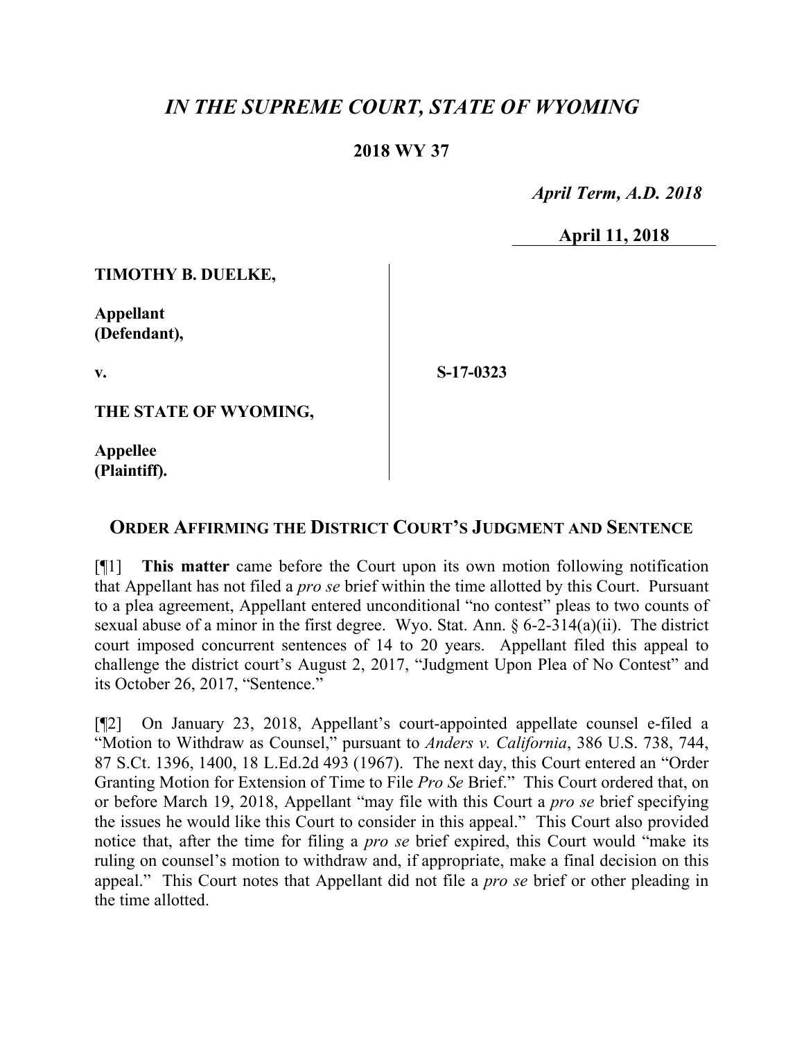# *IN THE SUPREME COURT, STATE OF WYOMING*

**2018 WY 37**

*April Term, A.D. 2018*

**April 11, 2018**

**TIMOTHY B. DUELKE,**

**Appellant (Defendant),**

**v.**

**S-17-0323**

**THE STATE OF WYOMING,**

**Appellee (Plaintiff).**

## ORDER AFFIRMING THE DISTRICT COURT'S JUDGMENT AND SENTENCE

[¶1] **This matter** came before the Court upon its own motion following notification that Appellant has not filed a *pro se* brief within the time allotted by this Court. Pursuant to a plea agreement, Appellant entered unconditional "no contest" pleas to two counts of sexual abuse of a minor in the first degree. Wyo. Stat. Ann. § 6-2-314(a)(ii). The district court imposed concurrent sentences of 14 to 20 years. Appellant filed this appeal to challenge the district court's August 2, 2017, "Judgment Upon Plea of No Contest" and its October 26, 2017, "Sentence."

[¶2] On January 23, 2018, Appellant's court-appointed appellate counsel e-filed a "Motion to Withdraw as Counsel," pursuant to *Anders v. California*, 386 U.S. 738, 744, 87 S.Ct. 1396, 1400, 18 L.Ed.2d 493 (1967). The next day, this Court entered an "Order Granting Motion for Extension of Time to File *Pro Se* Brief." This Court ordered that, on or before March 19, 2018, Appellant "may file with this Court a *pro se* brief specifying the issues he would like this Court to consider in this appeal." This Court also provided notice that, after the time for filing a *pro se* brief expired, this Court would "make its ruling on counsel's motion to withdraw and, if appropriate, make a final decision on this appeal." This Court notes that Appellant did not file a *pro se* brief or other pleading in the time allotted.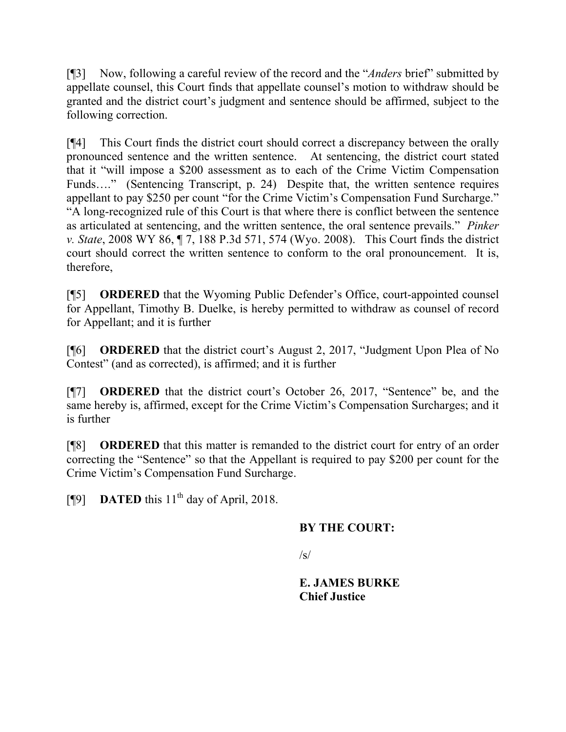[¶3] Now, following a careful review of the record and the "*Anders* brief" submitted by appellate counsel, this Court finds that appellate counsel's motion to withdraw should be granted and the district court's judgment and sentence should be affirmed, subject to the following correction.

[¶4] This Court finds the district court should correct a discrepancy between the orally pronounced sentence and the written sentence. At sentencing, the district court stated that it "will impose a $200 assessment as to each of the Crime Victim Compensation Funds…." (Sentencing Transcript, p. 24) Despite that, the written sentence requires appellant to pay $250 per count "for the Crime Victim's Compensation Fund Surcharge." "A long-recognized rule of this Court is that where there is conflict between the sentence as articulated at sentencing, and the written sentence, the oral sentence prevails." *Pinker v. State*, 2008 WY 86, ¶ 7, 188 P.3d 571, 574 (Wyo. 2008). This Court finds the district court should correct the written sentence to conform to the oral pronouncement. It is, therefore,

[¶5] **ORDERED** that the Wyoming Public Defender's Office, court-appointed counsel for Appellant, Timothy B. Duelke, is hereby permitted to withdraw as counsel of record for Appellant; and it is further

[¶6] **ORDERED** that the district court's August 2, 2017, "Judgment Upon Plea of No Contest" (and as corrected), is affirmed; and it is further

[¶7] **ORDERED** that the district court's October 26, 2017, "Sentence" be, and the same hereby is, affirmed, except for the Crime Victim's Compensation Surcharges; and it is further

[¶8] **ORDERED** that this matter is remanded to the district court for entry of an order correcting the "Sentence" so that the Appellant is required to pay $200 per count for the Crime Victim's Compensation Fund Surcharge.

[¶9] **DATED** this 11th day of April, 2018.

**BY THE COURT:**

/s/

**E. JAMES BURKE**
**Chief Justice**